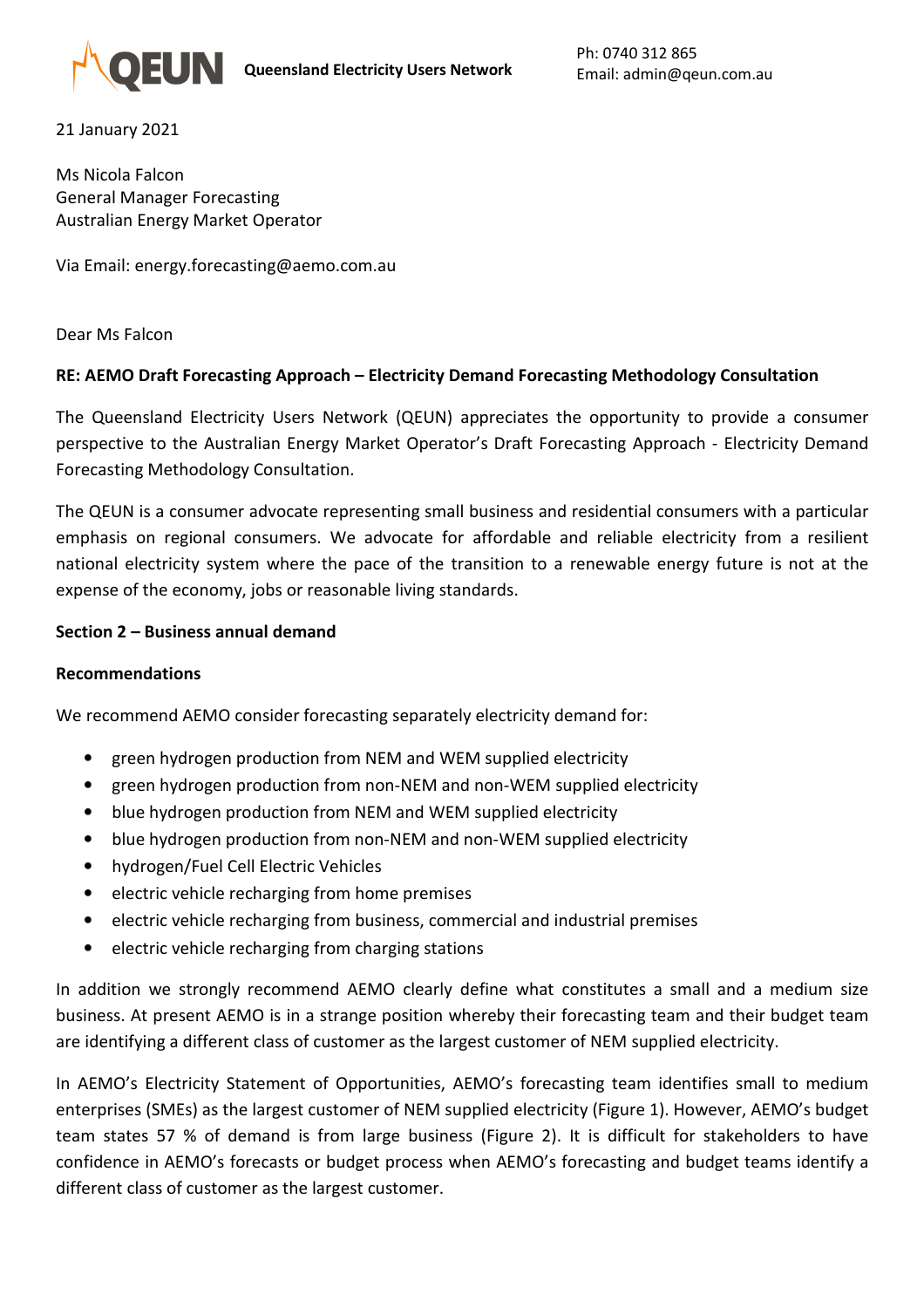QEUN **Queensland Electricity Users Network**

Ph: 0740 312 865
Email: admin@qeun.com.au

21 January 2021

Ms Nicola Falcon
General Manager Forecasting
Australian Energy Market Operator

Via Email: energy.forecasting@aemo.com.au

Dear Ms Falcon

**RE: AEMO Draft Forecasting Approach – Electricity Demand Forecasting Methodology Consultation**

The Queensland Electricity Users Network (QEUN) appreciates the opportunity to provide a consumer perspective to the Australian Energy Market Operator's Draft Forecasting Approach - Electricity Demand Forecasting Methodology Consultation.

The QEUN is a consumer advocate representing small business and residential consumers with a particular emphasis on regional consumers. We advocate for affordable and reliable electricity from a resilient national electricity system where the pace of the transition to a renewable energy future is not at the expense of the economy, jobs or reasonable living standards.

**Section 2 – Business annual demand**

**Recommendations**

We recommend AEMO consider forecasting separately electricity demand for:

- green hydrogen production from NEM and WEM supplied electricity
- green hydrogen production from non-NEM and non-WEM supplied electricity
- blue hydrogen production from NEM and WEM supplied electricity
- blue hydrogen production from non-NEM and non-WEM supplied electricity
- hydrogen/Fuel Cell Electric Vehicles
- electric vehicle recharging from home premises
- electric vehicle recharging from business, commercial and industrial premises
- electric vehicle recharging from charging stations

In addition we strongly recommend AEMO clearly define what constitutes a small and a medium size business. At present AEMO is in a strange position whereby their forecasting team and their budget team are identifying a different class of customer as the largest customer of NEM supplied electricity.

In AEMO's Electricity Statement of Opportunities, AEMO's forecasting team identifies small to medium enterprises (SMEs) as the largest customer of NEM supplied electricity (Figure 1). However, AEMO's budget team states 57 % of demand is from large business (Figure 2). It is difficult for stakeholders to have confidence in AEMO's forecasts or budget process when AEMO's forecasting and budget teams identify a different class of customer as the largest customer.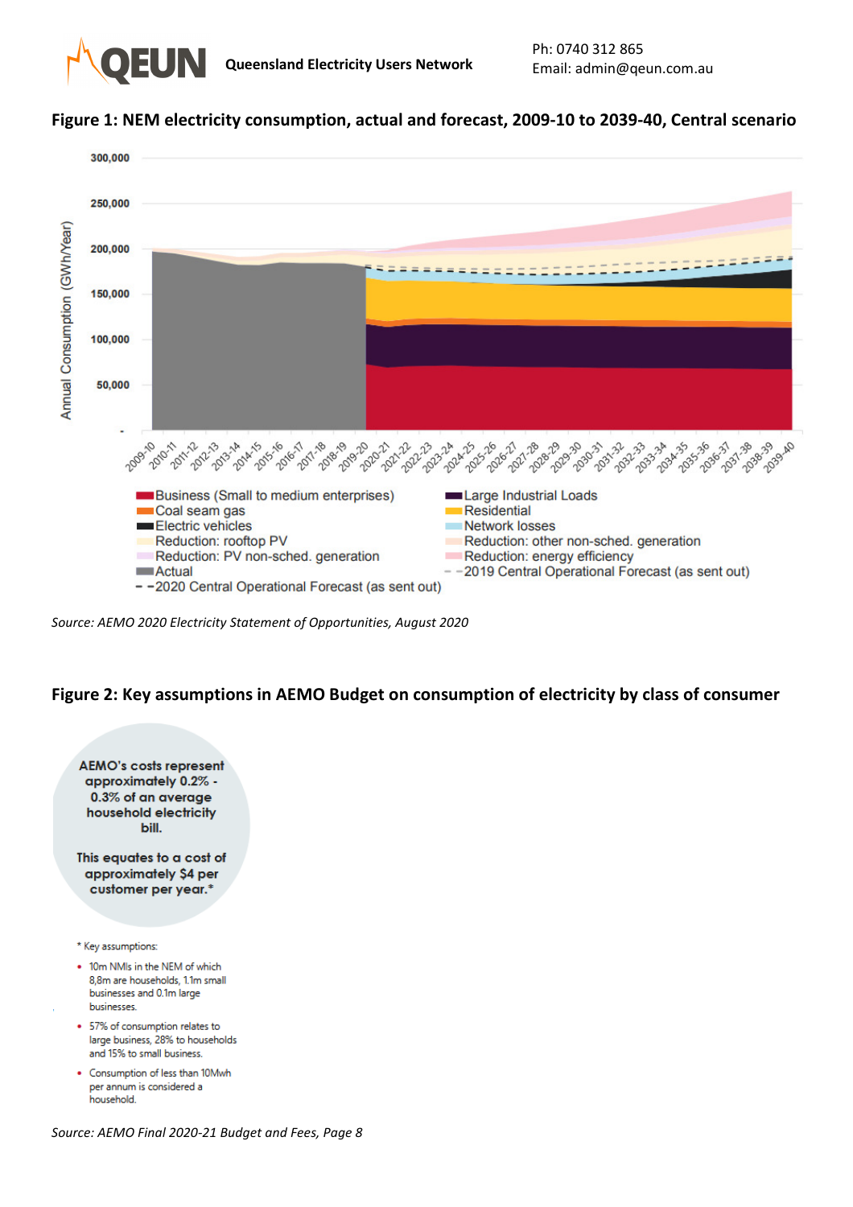**Figure 1: NEM electricity consumption, actual and forecast, 2009-10 to 2039-40, Central scenario**

*Source: AEMO 2020 Electricity Statement of Opportunities, August 2020*

**Figure 2: Key assumptions in AEMO Budget on consumption of electricity by class of consumer**

**AEMO's costs represent approximately 0.2% - 0.3% of an average household electricity bill.**

**This equates to a cost of approximately $4 per customer per year.***

* Key assumptions:

- 10m NMIs in the NEM of which 8,8m are households, 1.1m small businesses and 0.1m large businesses.
- 57% of consumption relates to large business, 28% to households and 15% to small business.
- Consumption of less than 10Mwh per annum is considered a household.

*Source: AEMO Final 2020-21 Budget and Fees, Page 8*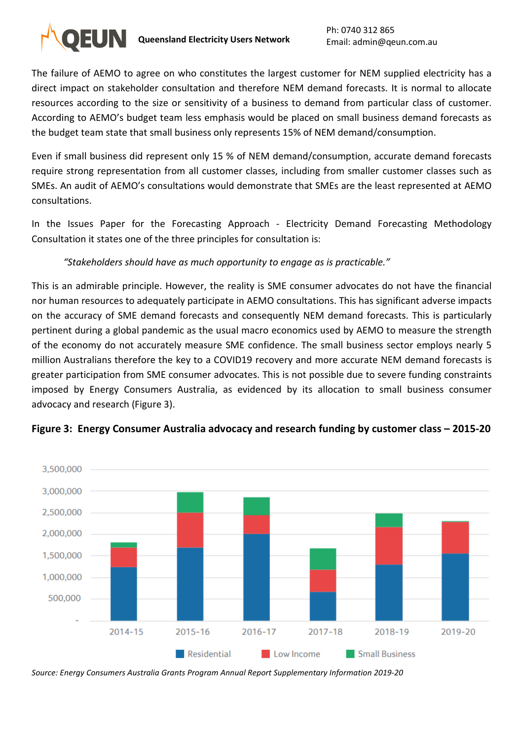The failure of AEMO to agree on who constitutes the largest customer for NEM supplied electricity has a direct impact on stakeholder consultation and therefore NEM demand forecasts. It is normal to allocate resources according to the size or sensitivity of a business to demand from particular class of customer. According to AEMO's budget team less emphasis would be placed on small business demand forecasts as the budget team state that small business only represents 15% of NEM demand/consumption.

Even if small business did represent only 15 % of NEM demand/consumption, accurate demand forecasts require strong representation from all customer classes, including from smaller customer classes such as SMEs. An audit of AEMO's consultations would demonstrate that SMEs are the least represented at AEMO consultations.

In the Issues Paper for the Forecasting Approach - Electricity Demand Forecasting Methodology Consultation it states one of the three principles for consultation is:

> *"Stakeholders should have as much opportunity to engage as is practicable."*

This is an admirable principle. However, the reality is SME consumer advocates do not have the financial nor human resources to adequately participate in AEMO consultations. This has significant adverse impacts on the accuracy of SME demand forecasts and consequently NEM demand forecasts. This is particularly pertinent during a global pandemic as the usual macro economics used by AEMO to measure the strength of the economy do not accurately measure SME confidence. The small business sector employs nearly 5 million Australians therefore the key to a COVID19 recovery and more accurate NEM demand forecasts is greater participation from SME consumer advocates. This is not possible due to severe funding constraints imposed by Energy Consumers Australia, as evidenced by its allocation to small business consumer advocacy and research (Figure 3).

**Figure 3: Energy Consumer Australia advocacy and research funding by customer class – 2015-20**

*Source: Energy Consumers Australia Grants Program Annual Report Supplementary Information 2019-20*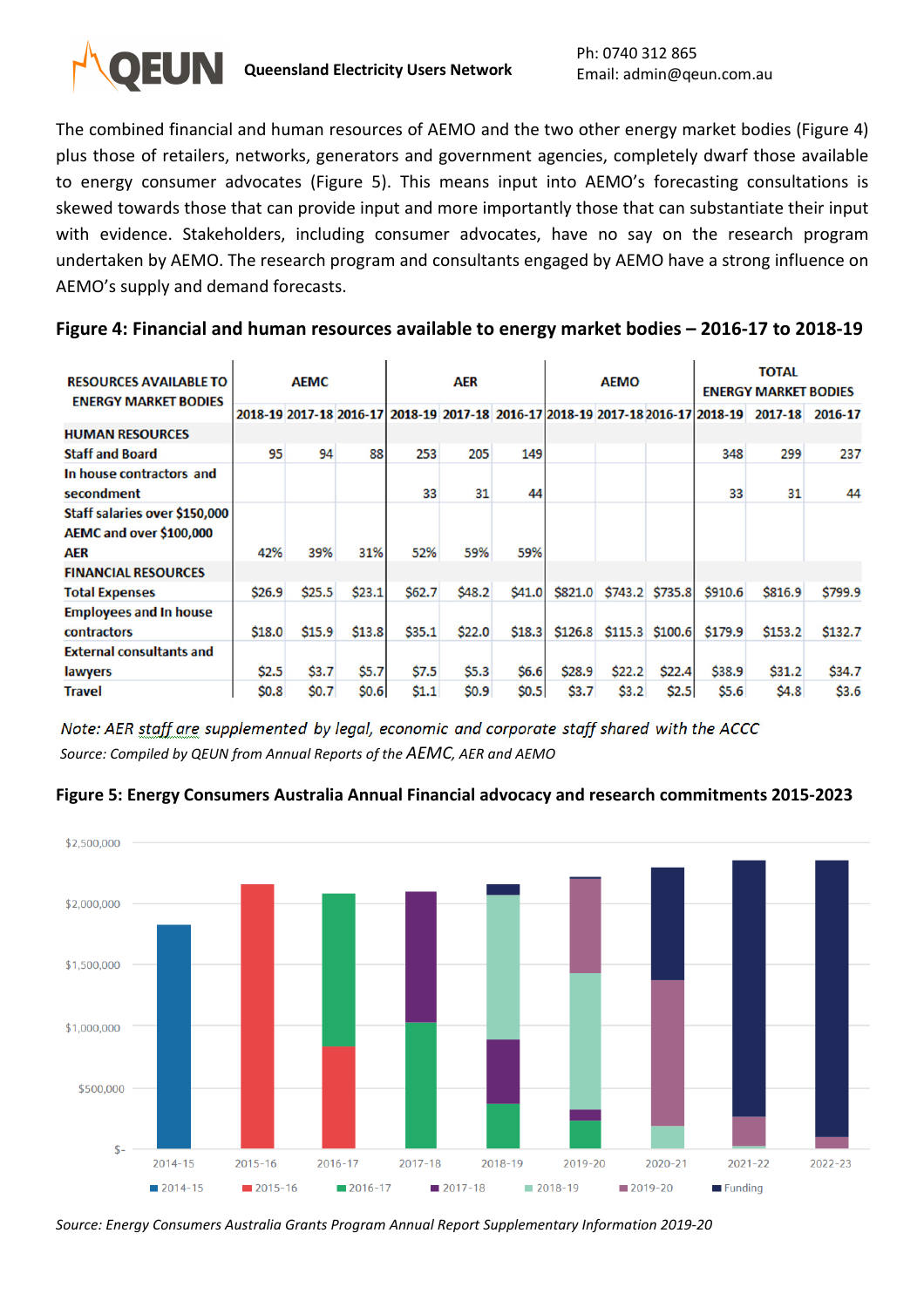The combined financial and human resources of AEMO and the two other energy market bodies (Figure 4) plus those of retailers, networks, generators and government agencies, completely dwarf those available to energy consumer advocates (Figure 5). This means input into AEMO's forecasting consultations is skewed towards those that can provide input and more importantly those that can substantiate their input with evidence. Stakeholders, including consumer advocates, have no say on the research program undertaken by AEMO. The research program and consultants engaged by AEMO have a strong influence on AEMO's supply and demand forecasts.

## Figure 4: Financial and human resources available to energy market bodies – 2016-17 to 2018-19

| RESOURCES AVAILABLE TO ENERGY MARKET BODIES | AEMC | | | AER | | | AEMO | | | TOTAL ENERGY MARKET BODIES | | |
|---|---|---|---|---|---|---|---|---|---|---|---|---|
| | 2018-19 | 2017-18 | 2016-17 | 2018-19 | 2017-18 | 2016-17 | 2018-19 | 2017-18 | 2016-17 | 2018-19 | 2017-18 | 2016-17 |
| **HUMAN RESOURCES** | | | | | | | | | | | | |
| **Staff and Board** | 95 | 94 | 88 | 253 | 205 | 149 | | | | 348 | 299 | 237 |
| **In house contractors and secondment** | | | | 33 | 31 | 44 | | | | 33 | 31 | 44 |
| **Staff salaries over $150,000 AEMC and over $100,000 AER** | 42% | 39% | 31% | 52% | 59% | 59% | | | | | | |
| **FINANCIAL RESOURCES** | | | | | | | | | | | | |
| **Total Expenses** | $26.9 | $25.5 | $23.1 | $62.7 | $48.2 | $41.0 | $821.0 | $743.2 | $735.8 | $910.6 | $816.9 | $799.9 |
| **Employees and In house contractors** | $18.0 | $15.9 | $13.8 | $35.1 | $22.0 | $18.3 | $126.8 | $115.3 | $100.6 | $179.9 | $153.2 | $132.7 |
| **External consultants and lawyers** | $2.5 | $3.7 | $5.7 | $7.5 | $5.3 | $6.6 | $28.9 | $22.2 | $22.4 | $38.9 | $31.2 | $34.7 |
| **Travel** | $0.8 | $0.7 | $0.6 | $1.1 | $0.9 | $0.5 | $3.7 | $3.2 | $2.5 | $5.6 | $4.8 | $3.6 |

*Note: AER staff are supplemented by legal, economic and corporate staff shared with the ACCC*

*Source: Compiled by QEUN from Annual Reports of the AEMC, AER and AEMO*

## Figure 5: Energy Consumers Australia Annual Financial advocacy and research commitments 2015-2023

*Source: Energy Consumers Australia Grants Program Annual Report Supplementary Information 2019-20*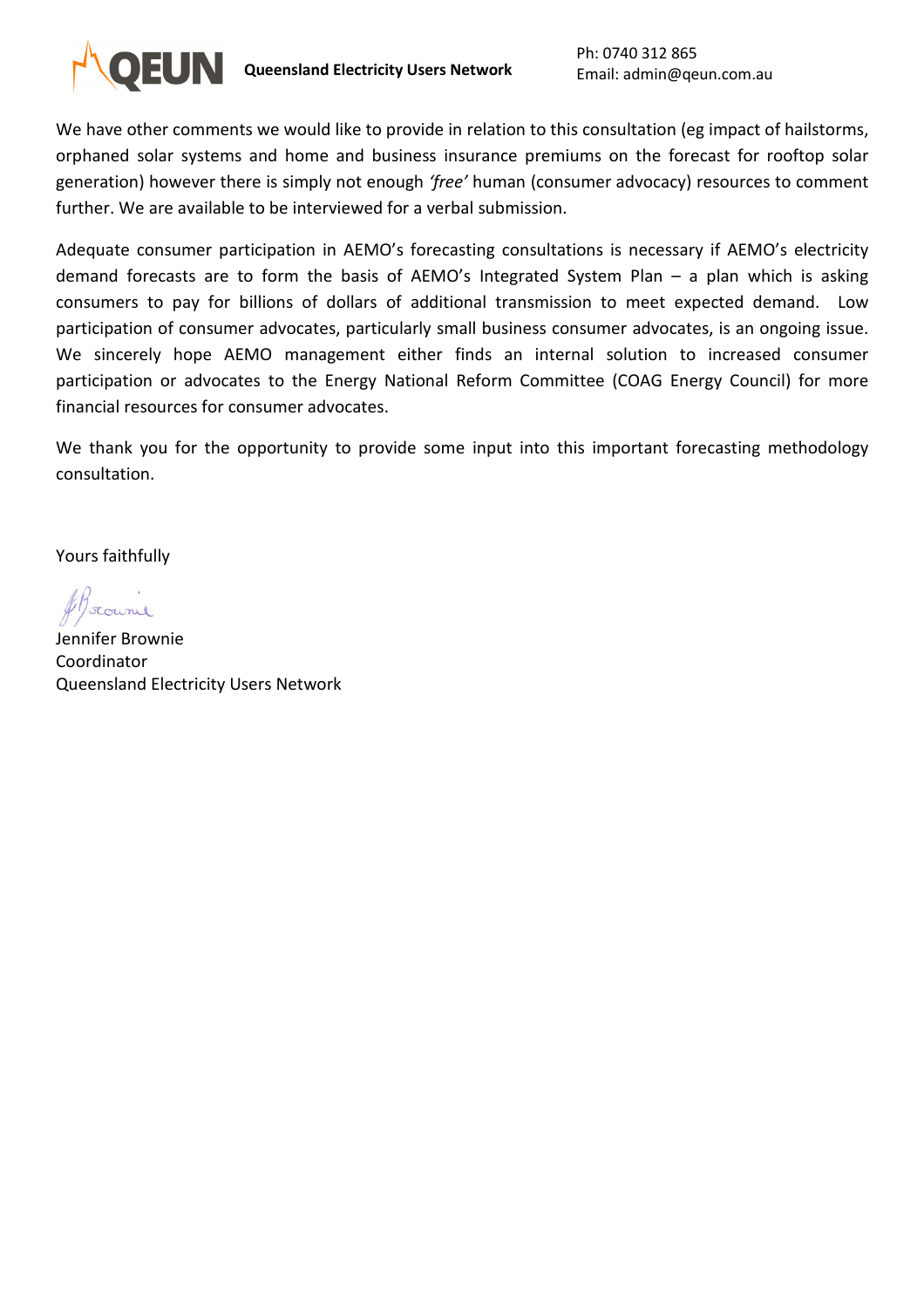We have other comments we would like to provide in relation to this consultation (eg impact of hailstorms, orphaned solar systems and home and business insurance premiums on the forecast for rooftop solar generation) however there is simply not enough *'free'* human (consumer advocacy) resources to comment further. We are available to be interviewed for a verbal submission.

Adequate consumer participation in AEMO's forecasting consultations is necessary if AEMO's electricity demand forecasts are to form the basis of AEMO's Integrated System Plan – a plan which is asking consumers to pay for billions of dollars of additional transmission to meet expected demand. Low participation of consumer advocates, particularly small business consumer advocates, is an ongoing issue. We sincerely hope AEMO management either finds an internal solution to increased consumer participation or advocates to the Energy National Reform Committee (COAG Energy Council) for more financial resources for consumer advocates.

We thank you for the opportunity to provide some input into this important forecasting methodology consultation.

Yours faithfully

Jennifer Brownie
Coordinator
Queensland Electricity Users Network